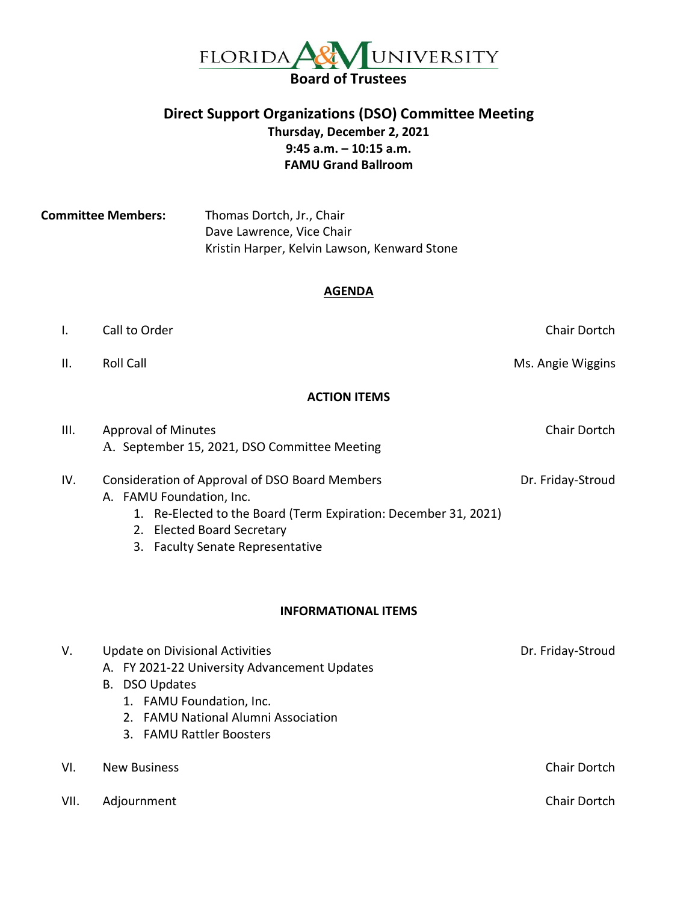# FLORIDA A&M UNIVERSITY
## Board of Trustees

## Direct Support Organizations (DSO) Committee Meeting

**Thursday, December 2, 2021**
**9:45 a.m. – 10:15 a.m.**
**FAMU Grand Ballroom**

**Committee Members:** Thomas Dortch, Jr., Chair
Dave Lawrence, Vice Chair
Kristin Harper, Kelvin Lawson, Kenward Stone

### AGENDA

I. Call to Order — Chair Dortch

II. Roll Call — Ms. Angie Wiggins

**ACTION ITEMS**

III. Approval of Minutes — Chair Dortch
   A. September 15, 2021, DSO Committee Meeting

IV. Consideration of Approval of DSO Board Members — Dr. Friday-Stroud
   A. FAMU Foundation, Inc.
      1. Re-Elected to the Board (Term Expiration: December 31, 2021)
      2. Elected Board Secretary
      3. Faculty Senate Representative

**INFORMATIONAL ITEMS**

V. Update on Divisional Activities — Dr. Friday-Stroud
   A. FY 2021-22 University Advancement Updates
   B. DSO Updates
      1. FAMU Foundation, Inc.
      2. FAMU National Alumni Association
      3. FAMU Rattler Boosters

VI. New Business — Chair Dortch

VII. Adjournment — Chair Dortch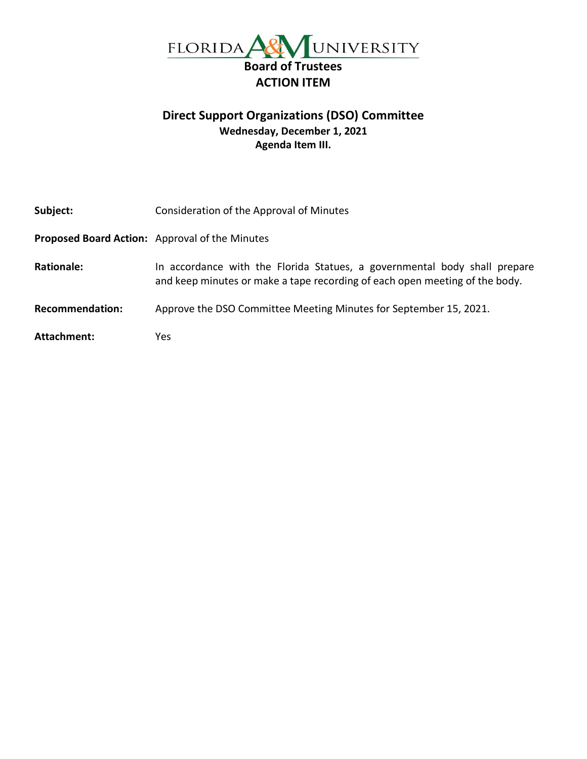# FLORIDA A&M UNIVERSITY

## Board of Trustees

## ACTION ITEM

### Direct Support Organizations (DSO) Committee

**Wednesday, December 1, 2021**

**Agenda Item III.**

**Subject:** Consideration of the Approval of Minutes

**Proposed Board Action:** Approval of the Minutes

**Rationale:** In accordance with the Florida Statues, a governmental body shall prepare and keep minutes or make a tape recording of each open meeting of the body.

**Recommendation:** Approve the DSO Committee Meeting Minutes for September 15, 2021.

**Attachment:** Yes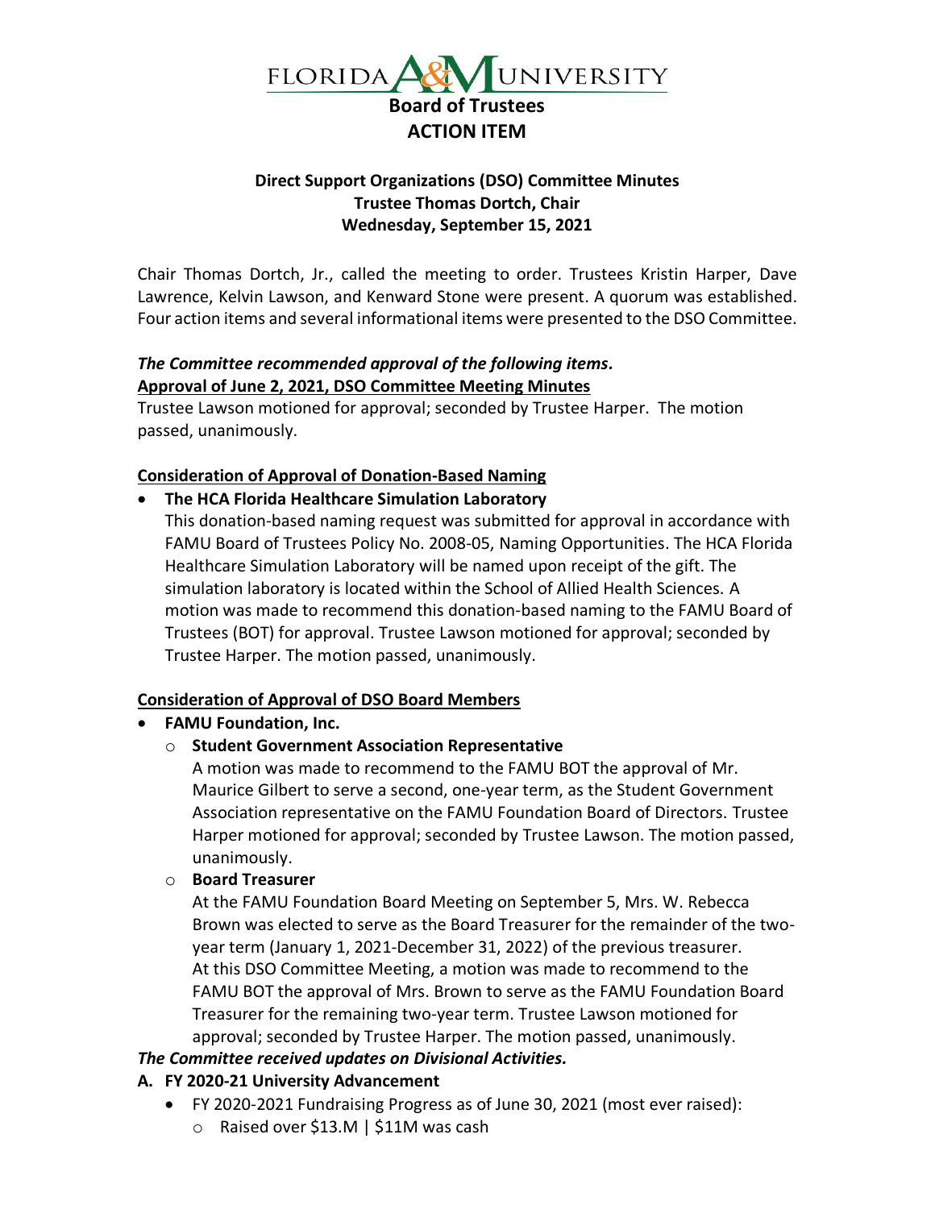# FLORIDA A&M UNIVERSITY

## Board of Trustees

## ACTION ITEM

### Direct Support Organizations (DSO) Committee Minutes
### Trustee Thomas Dortch, Chair
### Wednesday, September 15, 2021

Chair Thomas Dortch, Jr., called the meeting to order. Trustees Kristin Harper, Dave Lawrence, Kelvin Lawson, and Kenward Stone were present. A quorum was established. Four action items and several informational items were presented to the DSO Committee.

***The Committee recommended approval of the following items.***

**Approval of June 2, 2021, DSO Committee Meeting Minutes**

Trustee Lawson motioned for approval; seconded by Trustee Harper. The motion passed, unanimously.

**Consideration of Approval of Donation-Based Naming**

- **The HCA Florida Healthcare Simulation Laboratory**
  This donation-based naming request was submitted for approval in accordance with FAMU Board of Trustees Policy No. 2008-05, Naming Opportunities. The HCA Florida Healthcare Simulation Laboratory will be named upon receipt of the gift. The simulation laboratory is located within the School of Allied Health Sciences. A motion was made to recommend this donation-based naming to the FAMU Board of Trustees (BOT) for approval. Trustee Lawson motioned for approval; seconded by Trustee Harper. The motion passed, unanimously.

**Consideration of Approval of DSO Board Members**

- **FAMU Foundation, Inc.**
  - **Student Government Association Representative**
    A motion was made to recommend to the FAMU BOT the approval of Mr. Maurice Gilbert to serve a second, one-year term, as the Student Government Association representative on the FAMU Foundation Board of Directors. Trustee Harper motioned for approval; seconded by Trustee Lawson. The motion passed, unanimously.
  - **Board Treasurer**
    At the FAMU Foundation Board Meeting on September 5, Mrs. W. Rebecca Brown was elected to serve as the Board Treasurer for the remainder of the two-year term (January 1, 2021-December 31, 2022) of the previous treasurer. At this DSO Committee Meeting, a motion was made to recommend to the FAMU BOT the approval of Mrs. Brown to serve as the FAMU Foundation Board Treasurer for the remaining two-year term. Trustee Lawson motioned for approval; seconded by Trustee Harper. The motion passed, unanimously.

***The Committee received updates on Divisional Activities.***

**A. FY 2020-21 University Advancement**

- FY 2020-2021 Fundraising Progress as of June 30, 2021 (most ever raised):
  - Raised over $13.M | $11M was cash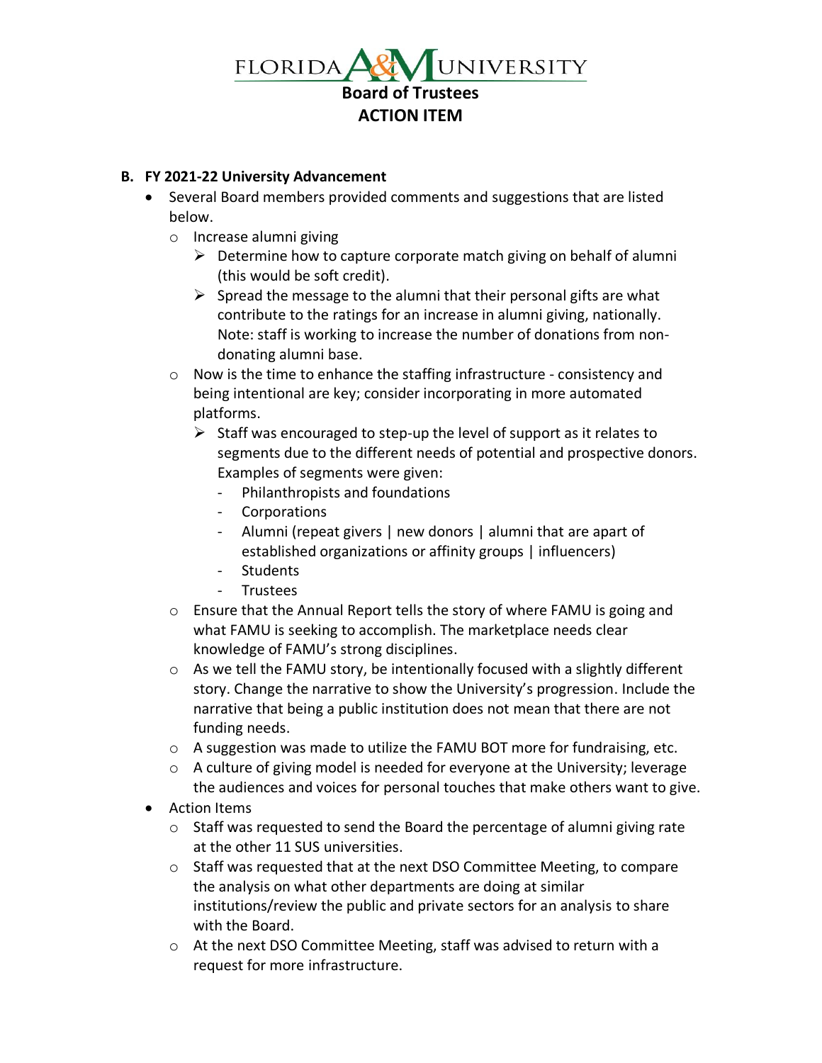# FLORIDA A&M UNIVERSITY

## Board of Trustees

## ACTION ITEM

**B. FY 2021-22 University Advancement**

- Several Board members provided comments and suggestions that are listed below.
  - Increase alumni giving
    - Determine how to capture corporate match giving on behalf of alumni (this would be soft credit).
    - Spread the message to the alumni that their personal gifts are what contribute to the ratings for an increase in alumni giving, nationally. Note: staff is working to increase the number of donations from non-donating alumni base.
  - Now is the time to enhance the staffing infrastructure - consistency and being intentional are key; consider incorporating in more automated platforms.
    - Staff was encouraged to step-up the level of support as it relates to segments due to the different needs of potential and prospective donors. Examples of segments were given:
      - Philanthropists and foundations
      - Corporations
      - Alumni (repeat givers | new donors | alumni that are apart of established organizations or affinity groups | influencers)
      - Students
      - Trustees
  - Ensure that the Annual Report tells the story of where FAMU is going and what FAMU is seeking to accomplish. The marketplace needs clear knowledge of FAMU's strong disciplines.
  - As we tell the FAMU story, be intentionally focused with a slightly different story. Change the narrative to show the University's progression. Include the narrative that being a public institution does not mean that there are not funding needs.
  - A suggestion was made to utilize the FAMU BOT more for fundraising, etc.
  - A culture of giving model is needed for everyone at the University; leverage the audiences and voices for personal touches that make others want to give.
- Action Items
  - Staff was requested to send the Board the percentage of alumni giving rate at the other 11 SUS universities.
  - Staff was requested that at the next DSO Committee Meeting, to compare the analysis on what other departments are doing at similar institutions/review the public and private sectors for an analysis to share with the Board.
  - At the next DSO Committee Meeting, staff was advised to return with a request for more infrastructure.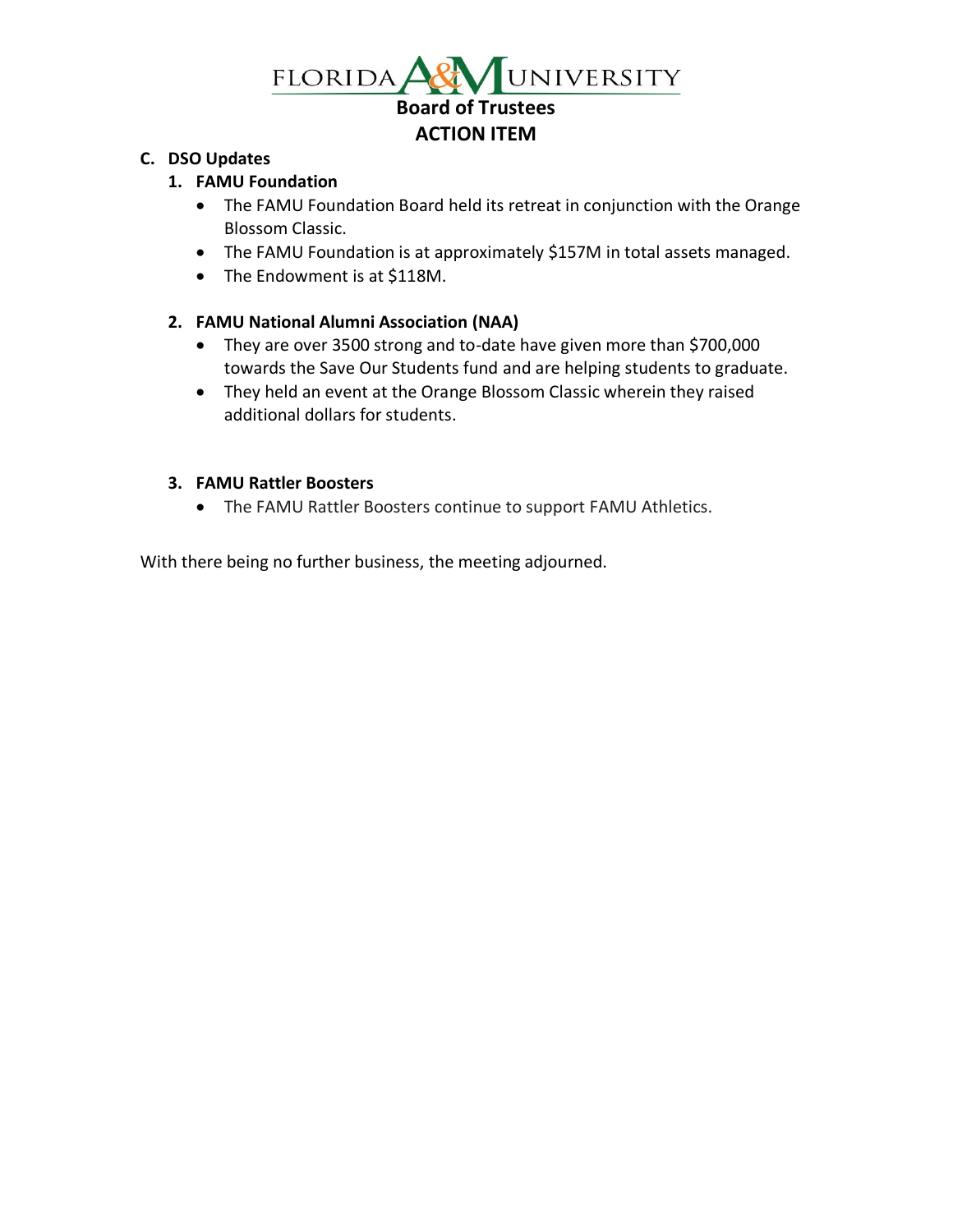# FLORIDA A&M UNIVERSITY

**Board of Trustees**

**ACTION ITEM**

**C. DSO Updates**

**1. FAMU Foundation**

- The FAMU Foundation Board held its retreat in conjunction with the Orange Blossom Classic.
- The FAMU Foundation is at approximately $157M in total assets managed.
- The Endowment is at $118M.

**2. FAMU National Alumni Association (NAA)**

- They are over 3500 strong and to-date have given more than $700,000 towards the Save Our Students fund and are helping students to graduate.
- They held an event at the Orange Blossom Classic wherein they raised additional dollars for students.

**3. FAMU Rattler Boosters**

- The FAMU Rattler Boosters continue to support FAMU Athletics.

With there being no further business, the meeting adjourned.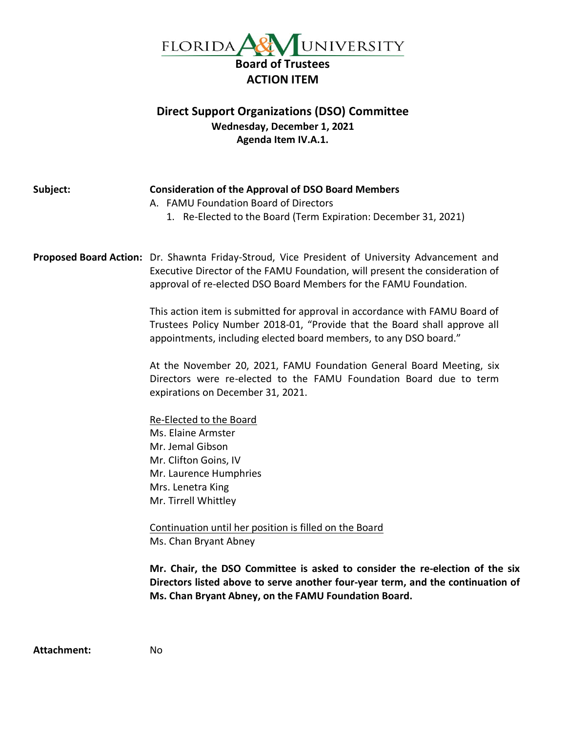FLORIDA A&M UNIVERSITY

**Board of Trustees**

**ACTION ITEM**

## Direct Support Organizations (DSO) Committee

**Wednesday, December 1, 2021**

**Agenda Item IV.A.1.**

**Subject:** **Consideration of the Approval of DSO Board Members**

A. FAMU Foundation Board of Directors
   1. Re-Elected to the Board (Term Expiration: December 31, 2021)

**Proposed Board Action:** Dr. Shawnta Friday-Stroud, Vice President of University Advancement and Executive Director of the FAMU Foundation, will present the consideration of approval of re-elected DSO Board Members for the FAMU Foundation.

This action item is submitted for approval in accordance with FAMU Board of Trustees Policy Number 2018-01, "Provide that the Board shall approve all appointments, including elected board members, to any DSO board."

At the November 20, 2021, FAMU Foundation General Board Meeting, six Directors were re-elected to the FAMU Foundation Board due to term expirations on December 31, 2021.

Re-Elected to the Board

Ms. Elaine Armster
Mr. Jemal Gibson
Mr. Clifton Goins, IV
Mr. Laurence Humphries
Mrs. Lenetra King
Mr. Tirrell Whittley

Continuation until her position is filled on the Board

Ms. Chan Bryant Abney

**Mr. Chair, the DSO Committee is asked to consider the re-election of the six Directors listed above to serve another four-year term, and the continuation of Ms. Chan Bryant Abney, on the FAMU Foundation Board.**

**Attachment:** No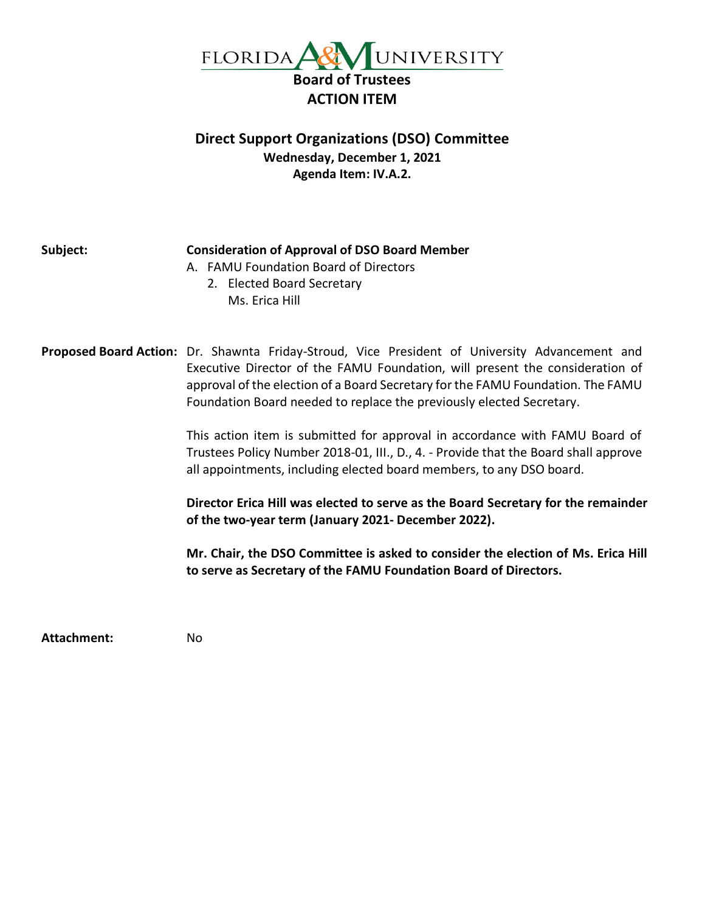# FLORIDA A&M UNIVERSITY

## Board of Trustees

## ACTION ITEM

### Direct Support Organizations (DSO) Committee

**Wednesday, December 1, 2021**

**Agenda Item: IV.A.2.**

**Subject:** **Consideration of Approval of DSO Board Member**

A. FAMU Foundation Board of Directors
   2. Elected Board Secretary
      Ms. Erica Hill

**Proposed Board Action:** Dr. Shawnta Friday-Stroud, Vice President of University Advancement and Executive Director of the FAMU Foundation, will present the consideration of approval of the election of a Board Secretary for the FAMU Foundation. The FAMU Foundation Board needed to replace the previously elected Secretary.

This action item is submitted for approval in accordance with FAMU Board of Trustees Policy Number 2018-01, III., D., 4. - Provide that the Board shall approve all appointments, including elected board members, to any DSO board.

**Director Erica Hill was elected to serve as the Board Secretary for the remainder of the two-year term (January 2021- December 2022).**

**Mr. Chair, the DSO Committee is asked to consider the election of Ms. Erica Hill to serve as Secretary of the FAMU Foundation Board of Directors.**

**Attachment:** No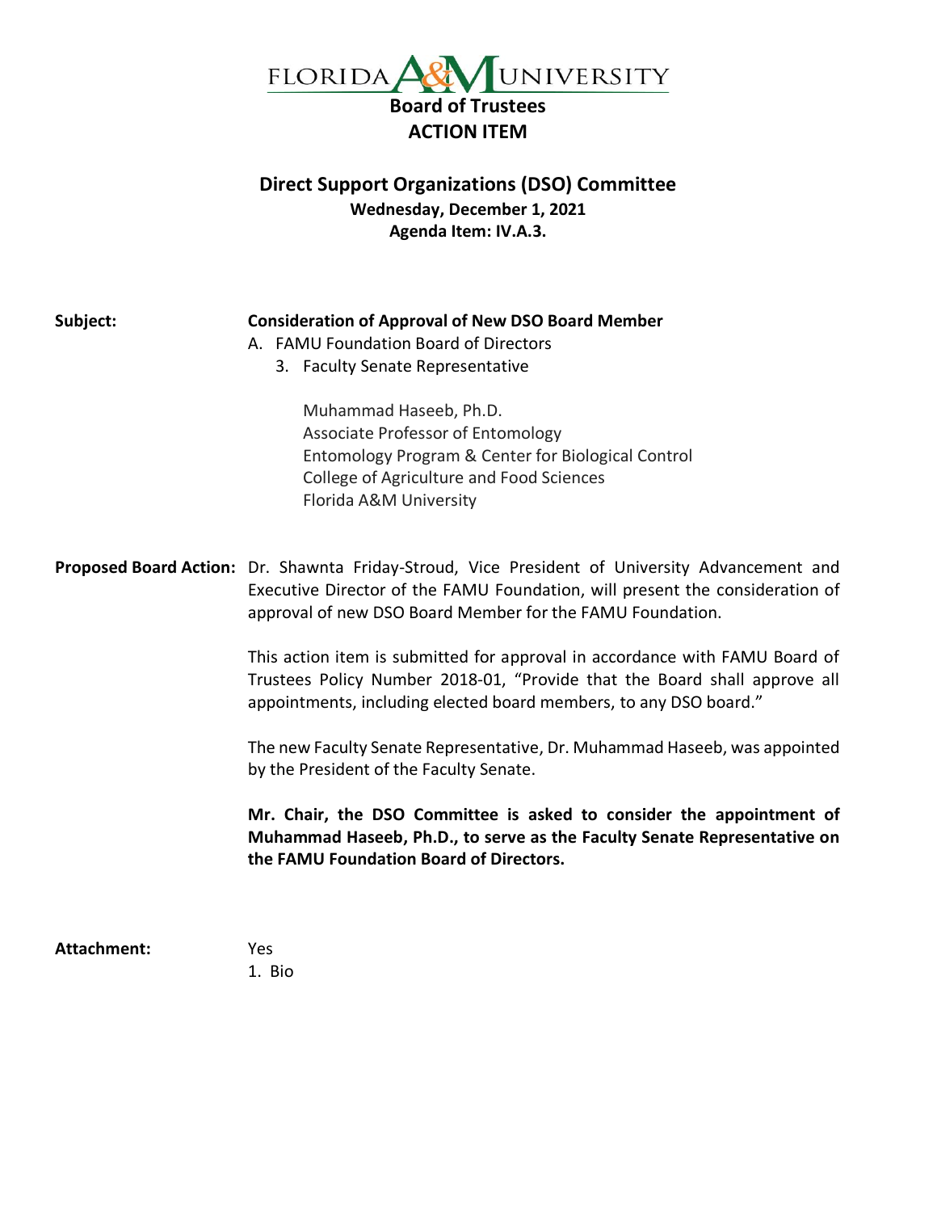FLORIDA A&M UNIVERSITY

**Board of Trustees**

**ACTION ITEM**

## Direct Support Organizations (DSO) Committee

**Wednesday, December 1, 2021**

**Agenda Item: IV.A.3.**

**Subject:** **Consideration of Approval of New DSO Board Member**

A. FAMU Foundation Board of Directors

3. Faculty Senate Representative

Muhammad Haseeb, Ph.D.
Associate Professor of Entomology
Entomology Program & Center for Biological Control
College of Agriculture and Food Sciences
Florida A&M University

**Proposed Board Action:** Dr. Shawnta Friday-Stroud, Vice President of University Advancement and Executive Director of the FAMU Foundation, will present the consideration of approval of new DSO Board Member for the FAMU Foundation.

This action item is submitted for approval in accordance with FAMU Board of Trustees Policy Number 2018-01, "Provide that the Board shall approve all appointments, including elected board members, to any DSO board."

The new Faculty Senate Representative, Dr. Muhammad Haseeb, was appointed by the President of the Faculty Senate.

**Mr. Chair, the DSO Committee is asked to consider the appointment of Muhammad Haseeb, Ph.D., to serve as the Faculty Senate Representative on the FAMU Foundation Board of Directors.**

**Attachment:** Yes

1. Bio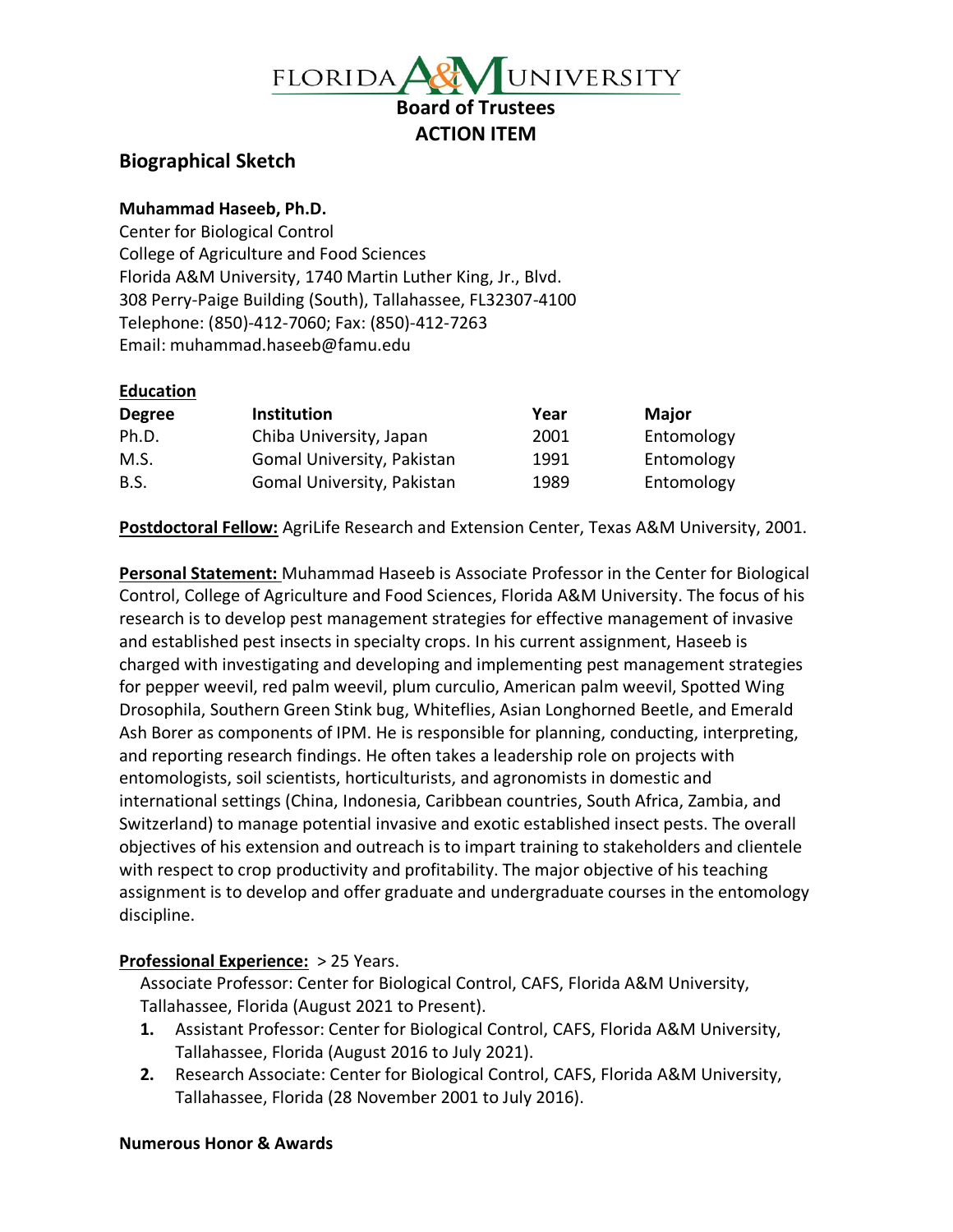FLORIDA A&M UNIVERSITY

**Board of Trustees**

**ACTION ITEM**

## Biographical Sketch

**Muhammad Haseeb, Ph.D.**

Center for Biological Control
College of Agriculture and Food Sciences
Florida A&M University, 1740 Martin Luther King, Jr., Blvd.
308 Perry-Paige Building (South), Tallahassee, FL32307-4100
Telephone: (850)-412-7060; Fax: (850)-412-7263
Email: muhammad.haseeb@famu.edu

**Education**

| Degree | Institution | Year | Major |
|---|---|---|---|
| Ph.D. | Chiba University, Japan | 2001 | Entomology |
| M.S. | Gomal University, Pakistan | 1991 | Entomology |
| B.S. | Gomal University, Pakistan | 1989 | Entomology |

**Postdoctoral Fellow:** AgriLife Research and Extension Center, Texas A&M University, 2001.

**Personal Statement:** Muhammad Haseeb is Associate Professor in the Center for Biological Control, College of Agriculture and Food Sciences, Florida A&M University. The focus of his research is to develop pest management strategies for effective management of invasive and established pest insects in specialty crops. In his current assignment, Haseeb is charged with investigating and developing and implementing pest management strategies for pepper weevil, red palm weevil, plum curculio, American palm weevil, Spotted Wing Drosophila, Southern Green Stink bug, Whiteflies, Asian Longhorned Beetle, and Emerald Ash Borer as components of IPM. He is responsible for planning, conducting, interpreting, and reporting research findings. He often takes a leadership role on projects with entomologists, soil scientists, horticulturists, and agronomists in domestic and international settings (China, Indonesia, Caribbean countries, South Africa, Zambia, and Switzerland) to manage potential invasive and exotic established insect pests. The overall objectives of his extension and outreach is to impart training to stakeholders and clientele with respect to crop productivity and profitability. The major objective of his teaching assignment is to develop and offer graduate and undergraduate courses in the entomology discipline.

**Professional Experience:** > 25 Years.

Associate Professor: Center for Biological Control, CAFS, Florida A&M University, Tallahassee, Florida (August 2021 to Present).

1. Assistant Professor: Center for Biological Control, CAFS, Florida A&M University, Tallahassee, Florida (August 2016 to July 2021).
2. Research Associate: Center for Biological Control, CAFS, Florida A&M University, Tallahassee, Florida (28 November 2001 to July 2016).

**Numerous Honor & Awards**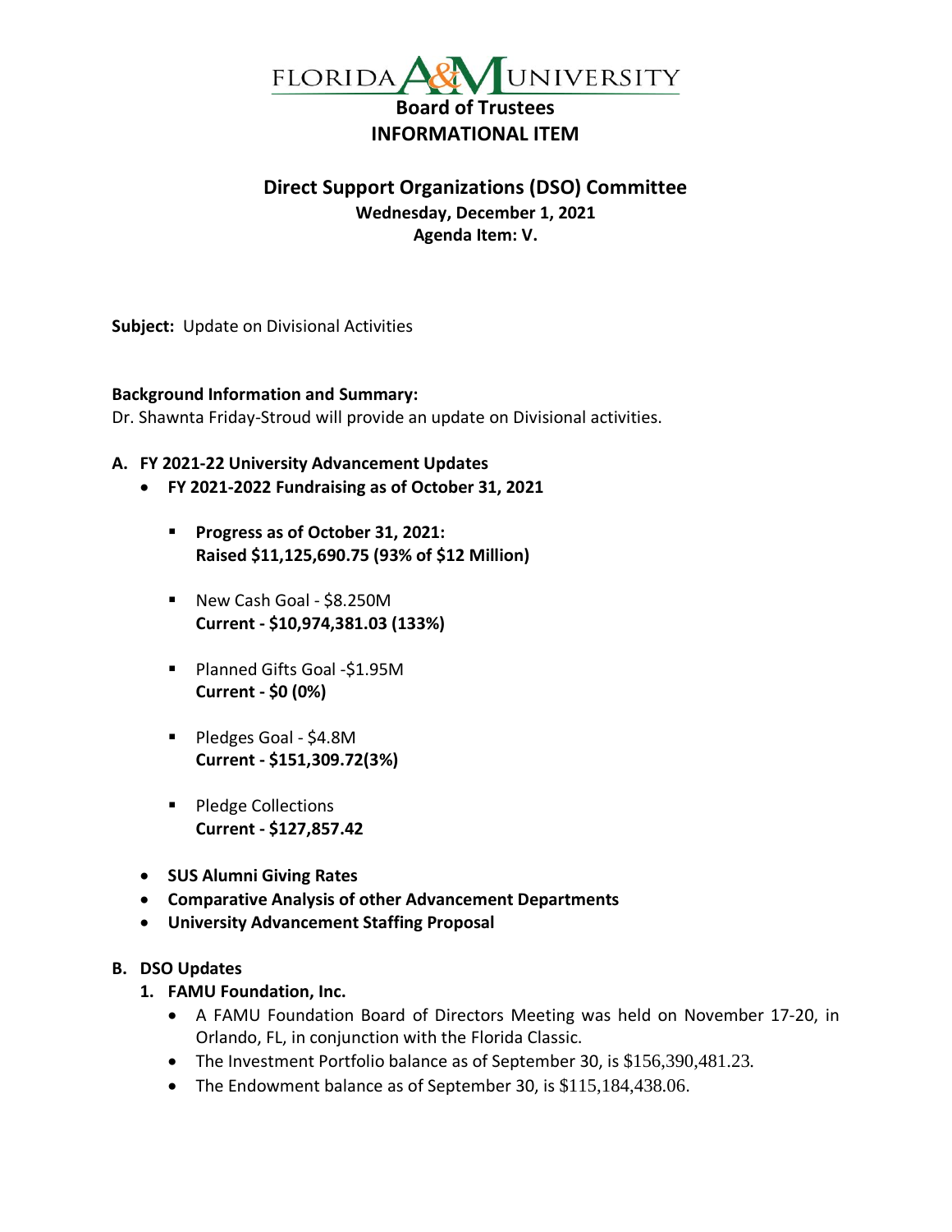FLORIDA A&M UNIVERSITY

**Board of Trustees**

**INFORMATIONAL ITEM**

## Direct Support Organizations (DSO) Committee

**Wednesday, December 1, 2021**

**Agenda Item: V.**

**Subject:** Update on Divisional Activities

**Background Information and Summary:**
Dr. Shawnta Friday-Stroud will provide an update on Divisional activities.

**A. FY 2021-22 University Advancement Updates**

- **FY 2021-2022 Fundraising as of October 31, 2021**
  - **Progress as of October 31, 2021:**
    **Raised $11,125,690.75 (93% of $12 Million)**
  - New Cash Goal - $8.250M
    **Current - $10,974,381.03 (133%)**
  - Planned Gifts Goal -$1.95M
    **Current - $0 (0%)**
  - Pledges Goal - $4.8M
    **Current - $151,309.72(3%)**
  - Pledge Collections
    **Current - $127,857.42**
- **SUS Alumni Giving Rates**
- **Comparative Analysis of other Advancement Departments**
- **University Advancement Staffing Proposal**

**B. DSO Updates**

**1. FAMU Foundation, Inc.**

- A FAMU Foundation Board of Directors Meeting was held on November 17-20, in Orlando, FL, in conjunction with the Florida Classic.
- The Investment Portfolio balance as of September 30, is $156,390,481.23.
- The Endowment balance as of September 30, is $115,184,438.06.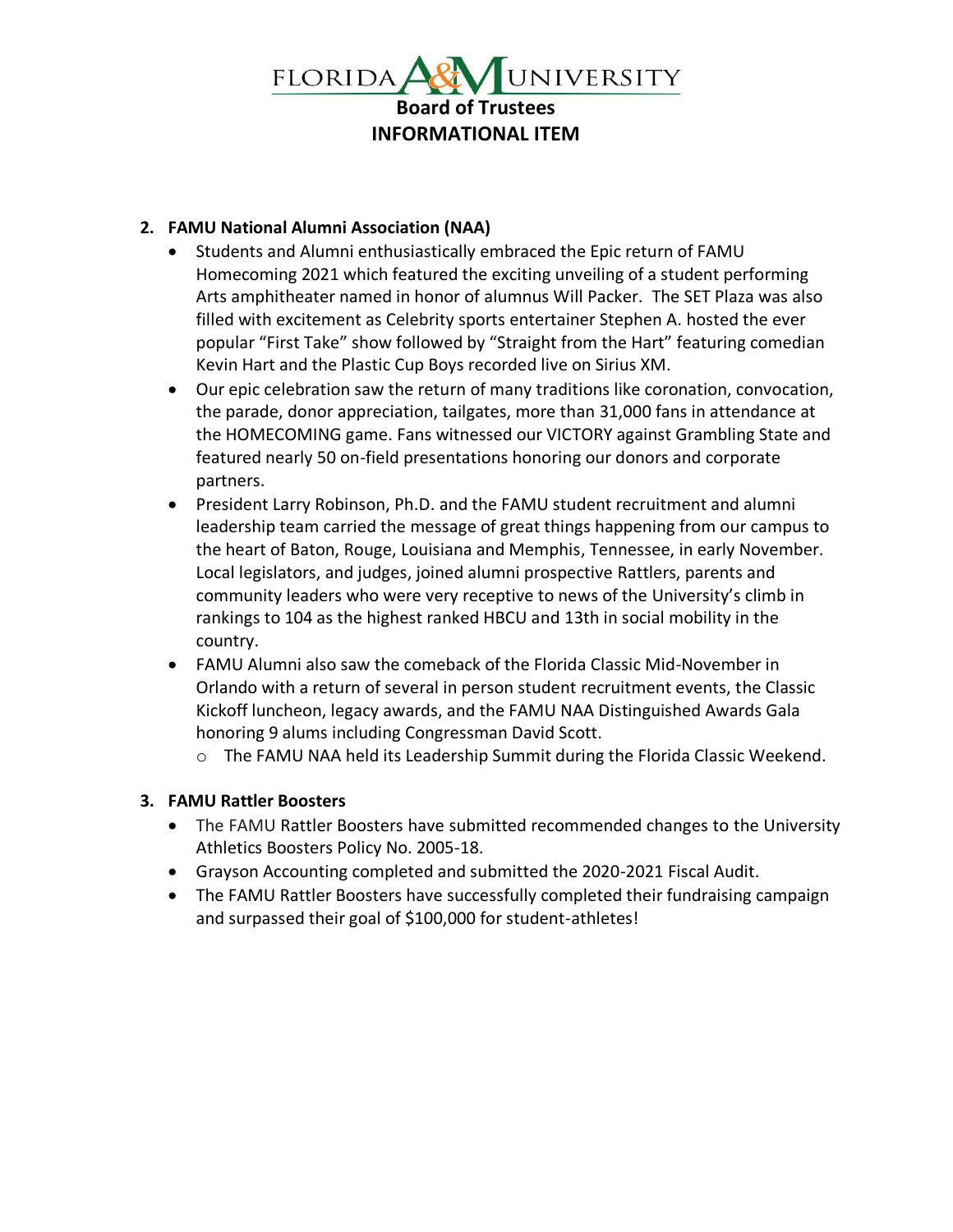# FLORIDA A&M UNIVERSITY

**Board of Trustees**

**INFORMATIONAL ITEM**

**2. FAMU National Alumni Association (NAA)**

- Students and Alumni enthusiastically embraced the Epic return of FAMU Homecoming 2021 which featured the exciting unveiling of a student performing Arts amphitheater named in honor of alumnus Will Packer. The SET Plaza was also filled with excitement as Celebrity sports entertainer Stephen A. hosted the ever popular "First Take" show followed by "Straight from the Hart" featuring comedian Kevin Hart and the Plastic Cup Boys recorded live on Sirius XM.
- Our epic celebration saw the return of many traditions like coronation, convocation, the parade, donor appreciation, tailgates, more than 31,000 fans in attendance at the HOMECOMING game. Fans witnessed our VICTORY against Grambling State and featured nearly 50 on-field presentations honoring our donors and corporate partners.
- President Larry Robinson, Ph.D. and the FAMU student recruitment and alumni leadership team carried the message of great things happening from our campus to the heart of Baton, Rouge, Louisiana and Memphis, Tennessee, in early November. Local legislators, and judges, joined alumni prospective Rattlers, parents and community leaders who were very receptive to news of the University's climb in rankings to 104 as the highest ranked HBCU and 13th in social mobility in the country.
- FAMU Alumni also saw the comeback of the Florida Classic Mid-November in Orlando with a return of several in person student recruitment events, the Classic Kickoff luncheon, legacy awards, and the FAMU NAA Distinguished Awards Gala honoring 9 alums including Congressman David Scott.
  - The FAMU NAA held its Leadership Summit during the Florida Classic Weekend.

**3. FAMU Rattler Boosters**

- The FAMU Rattler Boosters have submitted recommended changes to the University Athletics Boosters Policy No. 2005-18.
- Grayson Accounting completed and submitted the 2020-2021 Fiscal Audit.
- The FAMU Rattler Boosters have successfully completed their fundraising campaign and surpassed their goal of $100,000 for student-athletes!